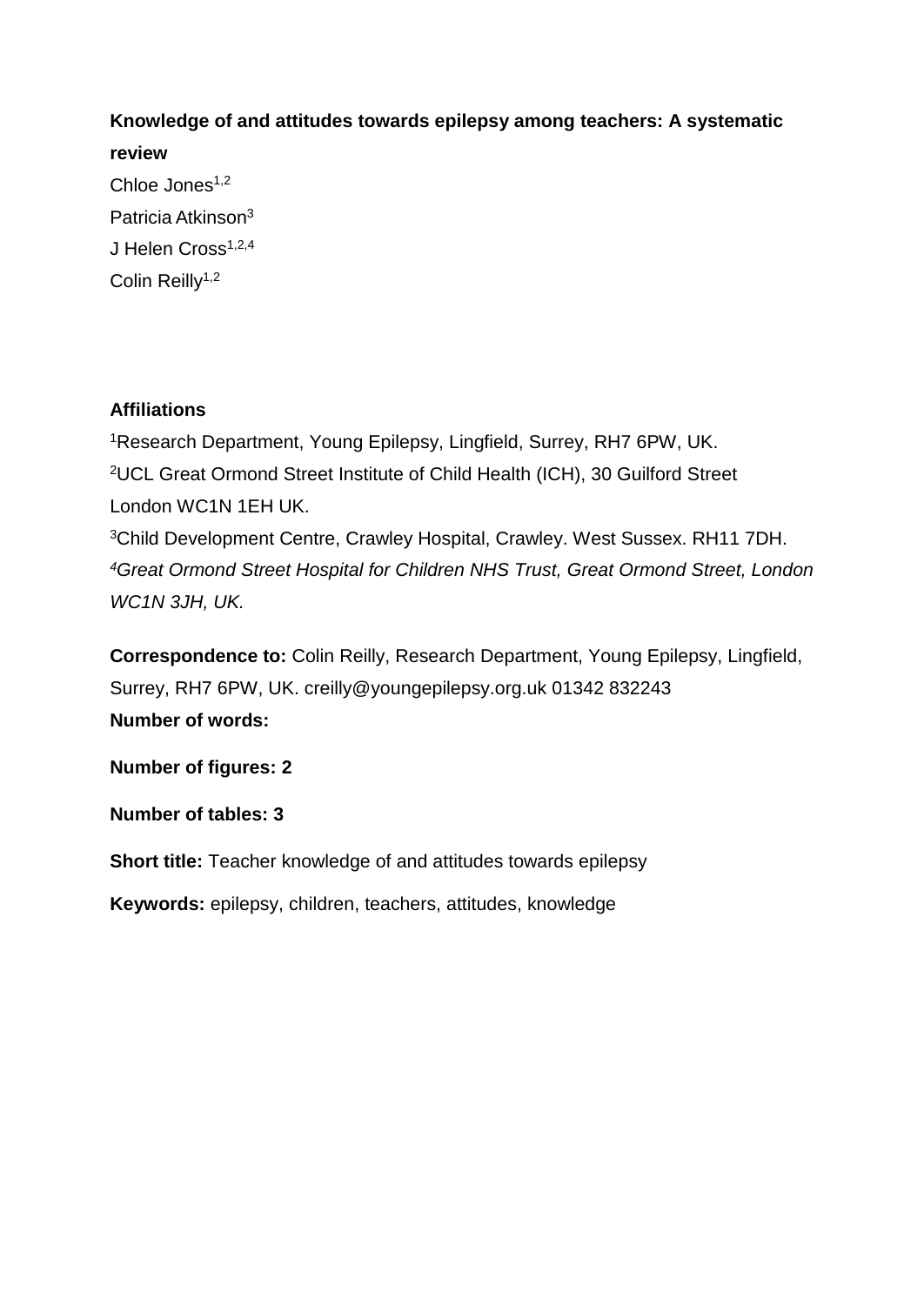**Knowledge of and attitudes towards epilepsy among teachers: A systematic review**

Chloe Jones[1,2]
Patricia Atkinson[3]
J Helen Cross[1,2,4]
Colin Reilly[1,2]

**Affiliations**

[1]Research Department, Young Epilepsy, Lingfield, Surrey, RH7 6PW, UK.
[2]UCL Great Ormond Street Institute of Child Health (ICH), 30 Guilford Street London WC1N 1EH UK.
[3]Child Development Centre, Crawley Hospital, Crawley. West Sussex. RH11 7DH.
*[4]Great Ormond Street Hospital for Children NHS Trust, Great Ormond Street, London WC1N 3JH, UK.*

**Correspondence to:** Colin Reilly, Research Department, Young Epilepsy, Lingfield, Surrey, RH7 6PW, UK. creilly@youngepilepsy.org.uk 01342 832243

**Number of words:**

**Number of figures: 2**

**Number of tables: 3**

**Short title:** Teacher knowledge of and attitudes towards epilepsy

**Keywords:** epilepsy, children, teachers, attitudes, knowledge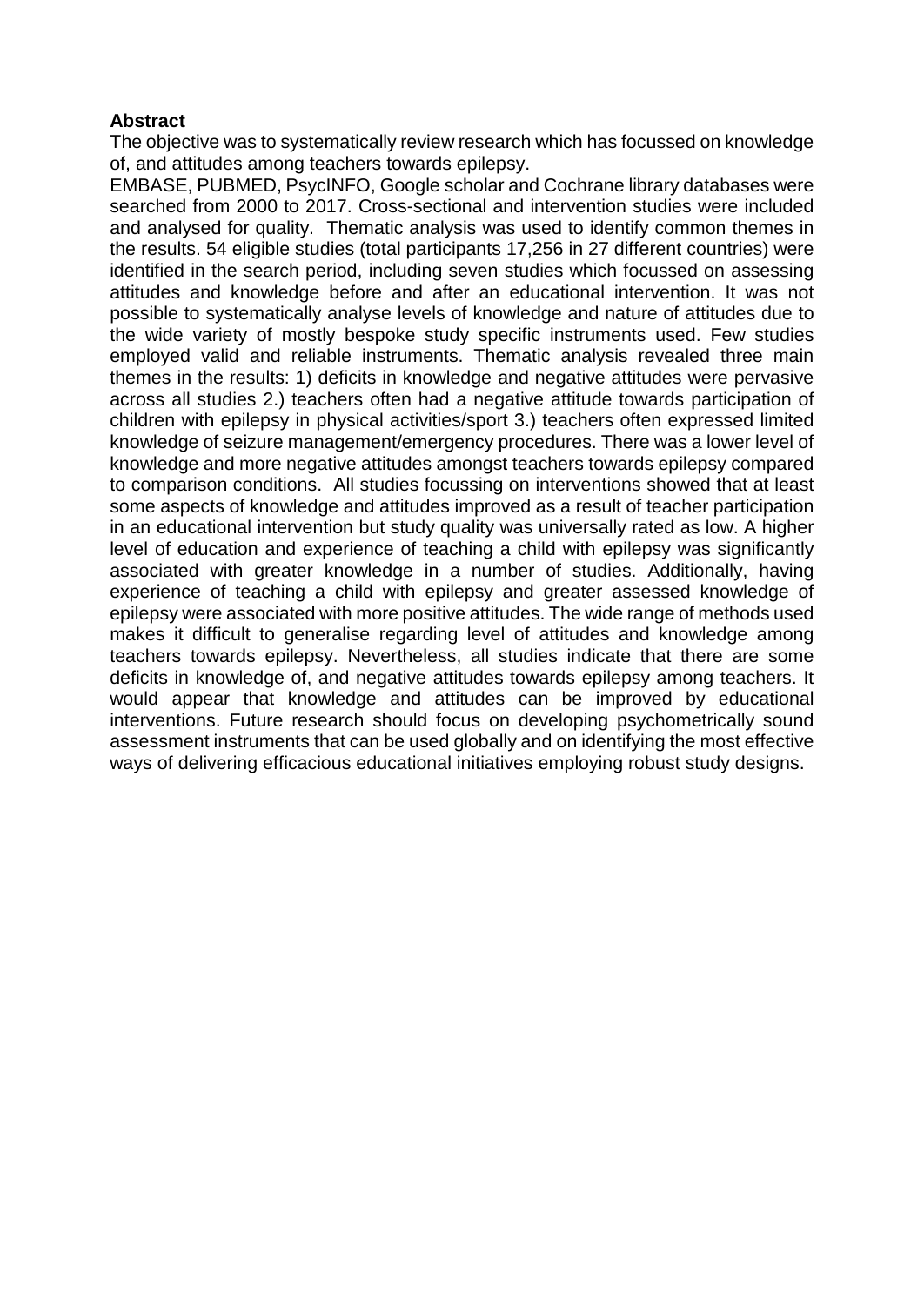**Abstract**

The objective was to systematically review research which has focussed on knowledge of, and attitudes among teachers towards epilepsy.

EMBASE, PUBMED, PsycINFO, Google scholar and Cochrane library databases were searched from 2000 to 2017. Cross-sectional and intervention studies were included and analysed for quality. Thematic analysis was used to identify common themes in the results. 54 eligible studies (total participants 17,256 in 27 different countries) were identified in the search period, including seven studies which focussed on assessing attitudes and knowledge before and after an educational intervention. It was not possible to systematically analyse levels of knowledge and nature of attitudes due to the wide variety of mostly bespoke study specific instruments used. Few studies employed valid and reliable instruments. Thematic analysis revealed three main themes in the results: 1) deficits in knowledge and negative attitudes were pervasive across all studies 2.) teachers often had a negative attitude towards participation of children with epilepsy in physical activities/sport 3.) teachers often expressed limited knowledge of seizure management/emergency procedures. There was a lower level of knowledge and more negative attitudes amongst teachers towards epilepsy compared to comparison conditions. All studies focussing on interventions showed that at least some aspects of knowledge and attitudes improved as a result of teacher participation in an educational intervention but study quality was universally rated as low. A higher level of education and experience of teaching a child with epilepsy was significantly associated with greater knowledge in a number of studies. Additionally, having experience of teaching a child with epilepsy and greater assessed knowledge of epilepsy were associated with more positive attitudes. The wide range of methods used makes it difficult to generalise regarding level of attitudes and knowledge among teachers towards epilepsy. Nevertheless, all studies indicate that there are some deficits in knowledge of, and negative attitudes towards epilepsy among teachers. It would appear that knowledge and attitudes can be improved by educational interventions. Future research should focus on developing psychometrically sound assessment instruments that can be used globally and on identifying the most effective ways of delivering efficacious educational initiatives employing robust study designs.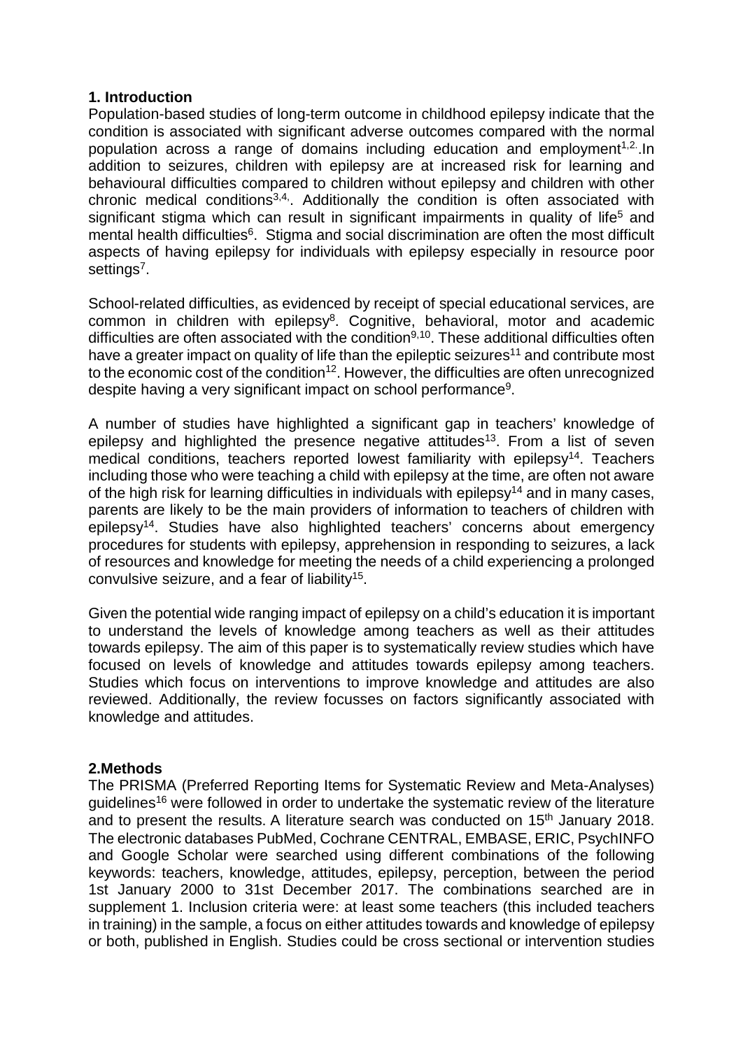## 1. Introduction

Population-based studies of long-term outcome in childhood epilepsy indicate that the condition is associated with significant adverse outcomes compared with the normal population across a range of domains including education and employment[1,2].In addition to seizures, children with epilepsy are at increased risk for learning and behavioural difficulties compared to children without epilepsy and children with other chronic medical conditions[3,4]. Additionally the condition is often associated with significant stigma which can result in significant impairments in quality of life[5] and mental health difficulties[6]. Stigma and social discrimination are often the most difficult aspects of having epilepsy for individuals with epilepsy especially in resource poor settings[7].

School-related difficulties, as evidenced by receipt of special educational services, are common in children with epilepsy[8]. Cognitive, behavioral, motor and academic difficulties are often associated with the condition[9,10]. These additional difficulties often have a greater impact on quality of life than the epileptic seizures[11] and contribute most to the economic cost of the condition[12]. However, the difficulties are often unrecognized despite having a very significant impact on school performance[9].

A number of studies have highlighted a significant gap in teachers' knowledge of epilepsy and highlighted the presence negative attitudes[13]. From a list of seven medical conditions, teachers reported lowest familiarity with epilepsy[14]. Teachers including those who were teaching a child with epilepsy at the time, are often not aware of the high risk for learning difficulties in individuals with epilepsy[14] and in many cases, parents are likely to be the main providers of information to teachers of children with epilepsy[14]. Studies have also highlighted teachers' concerns about emergency procedures for students with epilepsy, apprehension in responding to seizures, a lack of resources and knowledge for meeting the needs of a child experiencing a prolonged convulsive seizure, and a fear of liability[15].

Given the potential wide ranging impact of epilepsy on a child's education it is important to understand the levels of knowledge among teachers as well as their attitudes towards epilepsy. The aim of this paper is to systematically review studies which have focused on levels of knowledge and attitudes towards epilepsy among teachers. Studies which focus on interventions to improve knowledge and attitudes are also reviewed. Additionally, the review focusses on factors significantly associated with knowledge and attitudes.

## 2.Methods

The PRISMA (Preferred Reporting Items for Systematic Review and Meta-Analyses) guidelines[16] were followed in order to undertake the systematic review of the literature and to present the results. A literature search was conducted on 15th January 2018. The electronic databases PubMed, Cochrane CENTRAL, EMBASE, ERIC, PsychINFO and Google Scholar were searched using different combinations of the following keywords: teachers, knowledge, attitudes, epilepsy, perception, between the period 1st January 2000 to 31st December 2017. The combinations searched are in supplement 1. Inclusion criteria were: at least some teachers (this included teachers in training) in the sample, a focus on either attitudes towards and knowledge of epilepsy or both, published in English. Studies could be cross sectional or intervention studies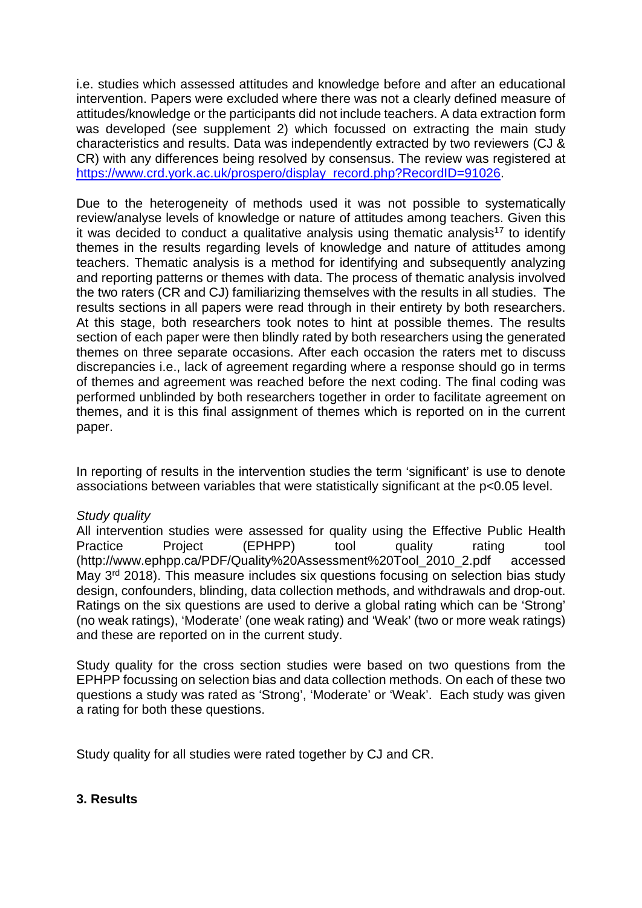i.e. studies which assessed attitudes and knowledge before and after an educational intervention. Papers were excluded where there was not a clearly defined measure of attitudes/knowledge or the participants did not include teachers. A data extraction form was developed (see supplement 2) which focussed on extracting the main study characteristics and results. Data was independently extracted by two reviewers (CJ & CR) with any differences being resolved by consensus. The review was registered at [https://www.crd.york.ac.uk/prospero/display_record.php?RecordID=91026](https://www.crd.york.ac.uk/prospero/display_record.php?RecordID=91026).

Due to the heterogeneity of methods used it was not possible to systematically review/analyse levels of knowledge or nature of attitudes among teachers. Given this it was decided to conduct a qualitative analysis using thematic analysis[17] to identify themes in the results regarding levels of knowledge and nature of attitudes among teachers. Thematic analysis is a method for identifying and subsequently analyzing and reporting patterns or themes with data. The process of thematic analysis involved the two raters (CR and CJ) familiarizing themselves with the results in all studies. The results sections in all papers were read through in their entirety by both researchers. At this stage, both researchers took notes to hint at possible themes. The results section of each paper were then blindly rated by both researchers using the generated themes on three separate occasions. After each occasion the raters met to discuss discrepancies i.e., lack of agreement regarding where a response should go in terms of themes and agreement was reached before the next coding. The final coding was performed unblinded by both researchers together in order to facilitate agreement on themes, and it is this final assignment of themes which is reported on in the current paper.

In reporting of results in the intervention studies the term 'significant' is use to denote associations between variables that were statistically significant at the $p<0.05$ level.

*Study quality*

All intervention studies were assessed for quality using the Effective Public Health Practice Project (EPHPP) tool quality rating tool (http://www.ephpp.ca/PDF/Quality%20Assessment%20Tool_2010_2.pdf accessed May 3rd 2018). This measure includes six questions focusing on selection bias study design, confounders, blinding, data collection methods, and withdrawals and drop-out. Ratings on the six questions are used to derive a global rating which can be 'Strong' (no weak ratings), 'Moderate' (one weak rating) and 'Weak' (two or more weak ratings) and these are reported on in the current study.

Study quality for the cross section studies were based on two questions from the EPHPP focussing on selection bias and data collection methods. On each of these two questions a study was rated as 'Strong', 'Moderate' or 'Weak'. Each study was given a rating for both these questions.

Study quality for all studies were rated together by CJ and CR.

## 3. Results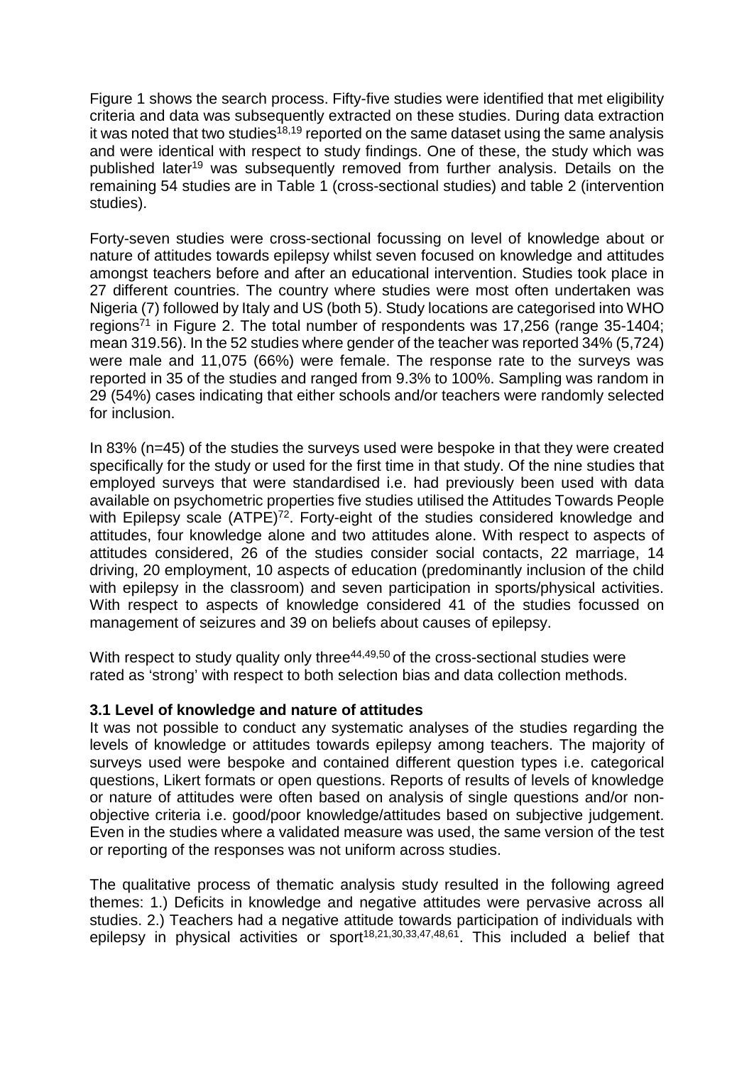Figure 1 shows the search process. Fifty-five studies were identified that met eligibility criteria and data was subsequently extracted on these studies. During data extraction it was noted that two studies[18,19] reported on the same dataset using the same analysis and were identical with respect to study findings. One of these, the study which was published later[19] was subsequently removed from further analysis. Details on the remaining 54 studies are in Table 1 (cross-sectional studies) and table 2 (intervention studies).

Forty-seven studies were cross-sectional focussing on level of knowledge about or nature of attitudes towards epilepsy whilst seven focused on knowledge and attitudes amongst teachers before and after an educational intervention. Studies took place in 27 different countries. The country where studies were most often undertaken was Nigeria (7) followed by Italy and US (both 5). Study locations are categorised into WHO regions[71] in Figure 2. The total number of respondents was 17,256 (range 35-1404; mean 319.56). In the 52 studies where gender of the teacher was reported 34% (5,724) were male and 11,075 (66%) were female. The response rate to the surveys was reported in 35 of the studies and ranged from 9.3% to 100%. Sampling was random in 29 (54%) cases indicating that either schools and/or teachers were randomly selected for inclusion.

In 83% (n=45) of the studies the surveys used were bespoke in that they were created specifically for the study or used for the first time in that study. Of the nine studies that employed surveys that were standardised i.e. had previously been used with data available on psychometric properties five studies utilised the Attitudes Towards People with Epilepsy scale (ATPE)[72]. Forty-eight of the studies considered knowledge and attitudes, four knowledge alone and two attitudes alone. With respect to aspects of attitudes considered, 26 of the studies consider social contacts, 22 marriage, 14 driving, 20 employment, 10 aspects of education (predominantly inclusion of the child with epilepsy in the classroom) and seven participation in sports/physical activities. With respect to aspects of knowledge considered 41 of the studies focussed on management of seizures and 39 on beliefs about causes of epilepsy.

With respect to study quality only three[44,49,50] of the cross-sectional studies were rated as 'strong' with respect to both selection bias and data collection methods.

### 3.1 Level of knowledge and nature of attitudes

It was not possible to conduct any systematic analyses of the studies regarding the levels of knowledge or attitudes towards epilepsy among teachers. The majority of surveys used were bespoke and contained different question types i.e. categorical questions, Likert formats or open questions. Reports of results of levels of knowledge or nature of attitudes were often based on analysis of single questions and/or non-objective criteria i.e. good/poor knowledge/attitudes based on subjective judgement. Even in the studies where a validated measure was used, the same version of the test or reporting of the responses was not uniform across studies.

The qualitative process of thematic analysis study resulted in the following agreed themes: 1.) Deficits in knowledge and negative attitudes were pervasive across all studies. 2.) Teachers had a negative attitude towards participation of individuals with epilepsy in physical activities or sport[18,21,30,33,47,48,61]. This included a belief that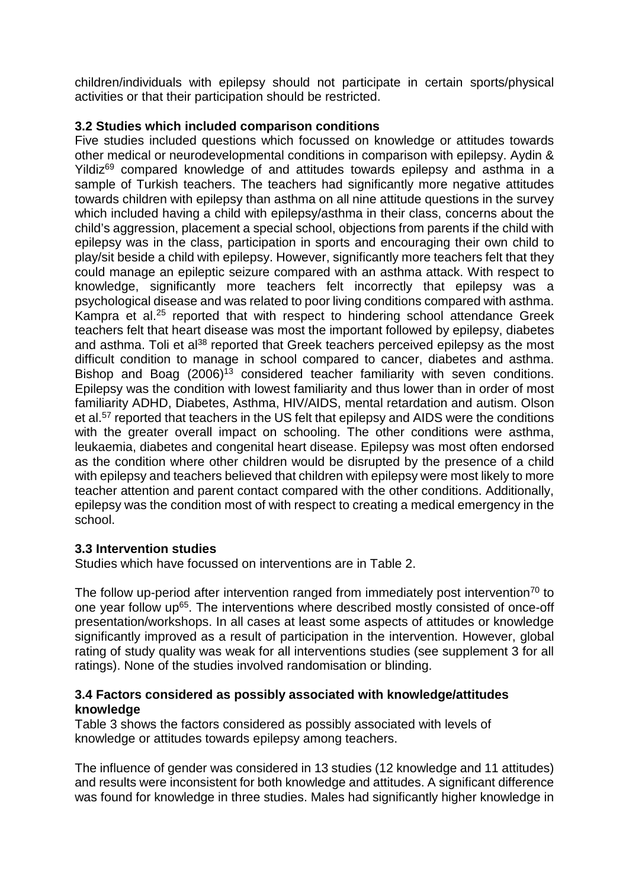children/individuals with epilepsy should not participate in certain sports/physical activities or that their participation should be restricted.

### 3.2 Studies which included comparison conditions

Five studies included questions which focussed on knowledge or attitudes towards other medical or neurodevelopmental conditions in comparison with epilepsy. Aydin & Yildiz[69] compared knowledge of and attitudes towards epilepsy and asthma in a sample of Turkish teachers. The teachers had significantly more negative attitudes towards children with epilepsy than asthma on all nine attitude questions in the survey which included having a child with epilepsy/asthma in their class, concerns about the child's aggression, placement a special school, objections from parents if the child with epilepsy was in the class, participation in sports and encouraging their own child to play/sit beside a child with epilepsy. However, significantly more teachers felt that they could manage an epileptic seizure compared with an asthma attack. With respect to knowledge, significantly more teachers felt incorrectly that epilepsy was a psychological disease and was related to poor living conditions compared with asthma. Kampra et al.[25] reported that with respect to hindering school attendance Greek teachers felt that heart disease was most the important followed by epilepsy, diabetes and asthma. Toli et al[38] reported that Greek teachers perceived epilepsy as the most difficult condition to manage in school compared to cancer, diabetes and asthma. Bishop and Boag (2006)[13] considered teacher familiarity with seven conditions. Epilepsy was the condition with lowest familiarity and thus lower than in order of most familiarity ADHD, Diabetes, Asthma, HIV/AIDS, mental retardation and autism. Olson et al.[57] reported that teachers in the US felt that epilepsy and AIDS were the conditions with the greater overall impact on schooling. The other conditions were asthma, leukaemia, diabetes and congenital heart disease. Epilepsy was most often endorsed as the condition where other children would be disrupted by the presence of a child with epilepsy and teachers believed that children with epilepsy were most likely to more teacher attention and parent contact compared with the other conditions. Additionally, epilepsy was the condition most of with respect to creating a medical emergency in the school.

### 3.3 Intervention studies

Studies which have focussed on interventions are in Table 2.

The follow up-period after intervention ranged from immediately post intervention[70] to one year follow up[65]. The interventions where described mostly consisted of once-off presentation/workshops. In all cases at least some aspects of attitudes or knowledge significantly improved as a result of participation in the intervention. However, global rating of study quality was weak for all interventions studies (see supplement 3 for all ratings). None of the studies involved randomisation or blinding.

### 3.4 Factors considered as possibly associated with knowledge/attitudes knowledge

Table 3 shows the factors considered as possibly associated with levels of knowledge or attitudes towards epilepsy among teachers.

The influence of gender was considered in 13 studies (12 knowledge and 11 attitudes) and results were inconsistent for both knowledge and attitudes. A significant difference was found for knowledge in three studies. Males had significantly higher knowledge in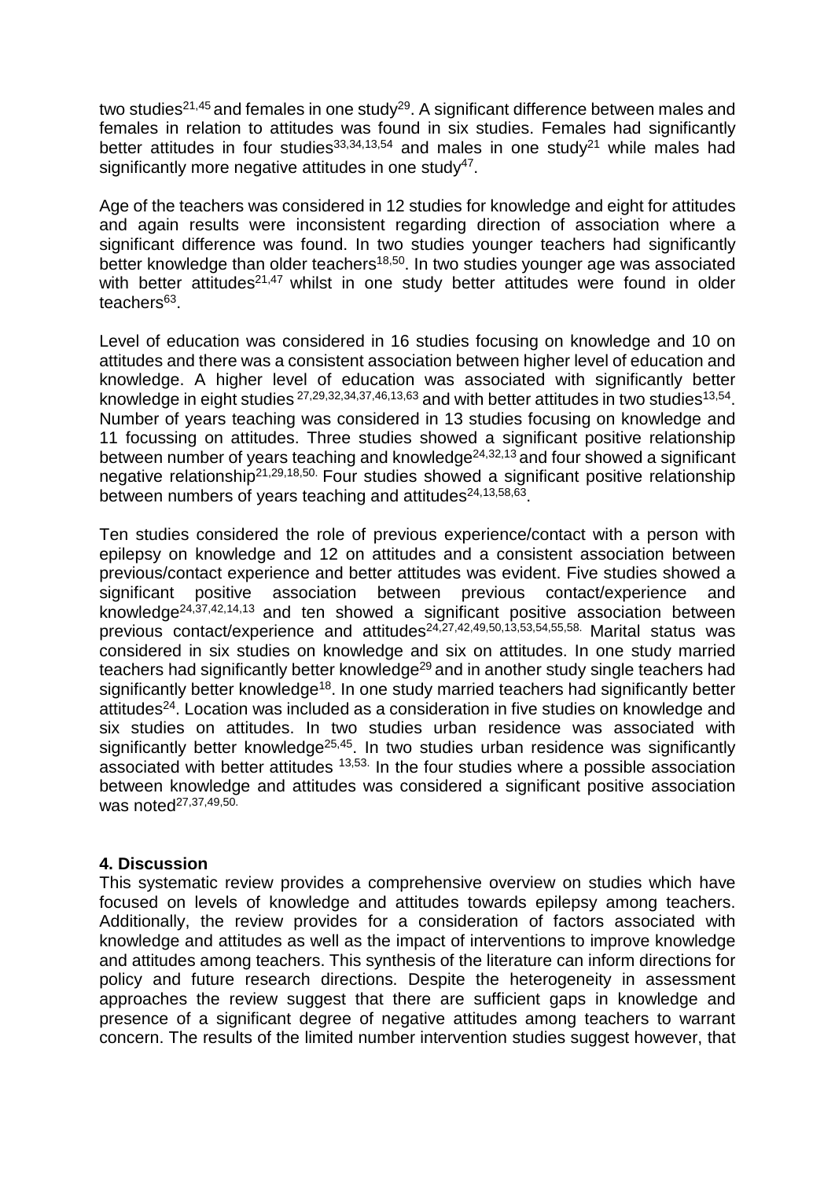two studies[21,45] and females in one study[29]. A significant difference between males and females in relation to attitudes was found in six studies. Females had significantly better attitudes in four studies[33,34,13,54] and males in one study[21] while males had significantly more negative attitudes in one study[47].

Age of the teachers was considered in 12 studies for knowledge and eight for attitudes and again results were inconsistent regarding direction of association where a significant difference was found. In two studies younger teachers had significantly better knowledge than older teachers[18,50]. In two studies younger age was associated with better attitudes[21,47] whilst in one study better attitudes were found in older teachers[63].

Level of education was considered in 16 studies focusing on knowledge and 10 on attitudes and there was a consistent association between higher level of education and knowledge. A higher level of education was associated with significantly better knowledge in eight studies [27,29,32,34,37,46,13,63] and with better attitudes in two studies[13,54]. Number of years teaching was considered in 13 studies focusing on knowledge and 11 focussing on attitudes. Three studies showed a significant positive relationship between number of years teaching and knowledge[24,32,13] and four showed a significant negative relationship[21,29,18,50]. Four studies showed a significant positive relationship between numbers of years teaching and attitudes[24,13,58,63].

Ten studies considered the role of previous experience/contact with a person with epilepsy on knowledge and 12 on attitudes and a consistent association between previous/contact experience and better attitudes was evident. Five studies showed a significant positive association between previous contact/experience and knowledge[24,37,42,14,13] and ten showed a significant positive association between previous contact/experience and attitudes[24,27,42,49,50,13,53,54,55,58]. Marital status was considered in six studies on knowledge and six on attitudes. In one study married teachers had significantly better knowledge[29] and in another study single teachers had significantly better knowledge[18]. In one study married teachers had significantly better attitudes[24]. Location was included as a consideration in five studies on knowledge and six studies on attitudes. In two studies urban residence was associated with significantly better knowledge[25,45]. In two studies urban residence was significantly associated with better attitudes [13,53]. In the four studies where a possible association between knowledge and attitudes was considered a significant positive association was noted[27,37,49,50].

## 4. Discussion

This systematic review provides a comprehensive overview on studies which have focused on levels of knowledge and attitudes towards epilepsy among teachers. Additionally, the review provides for a consideration of factors associated with knowledge and attitudes as well as the impact of interventions to improve knowledge and attitudes among teachers. This synthesis of the literature can inform directions for policy and future research directions. Despite the heterogeneity in assessment approaches the review suggest that there are sufficient gaps in knowledge and presence of a significant degree of negative attitudes among teachers to warrant concern. The results of the limited number intervention studies suggest however, that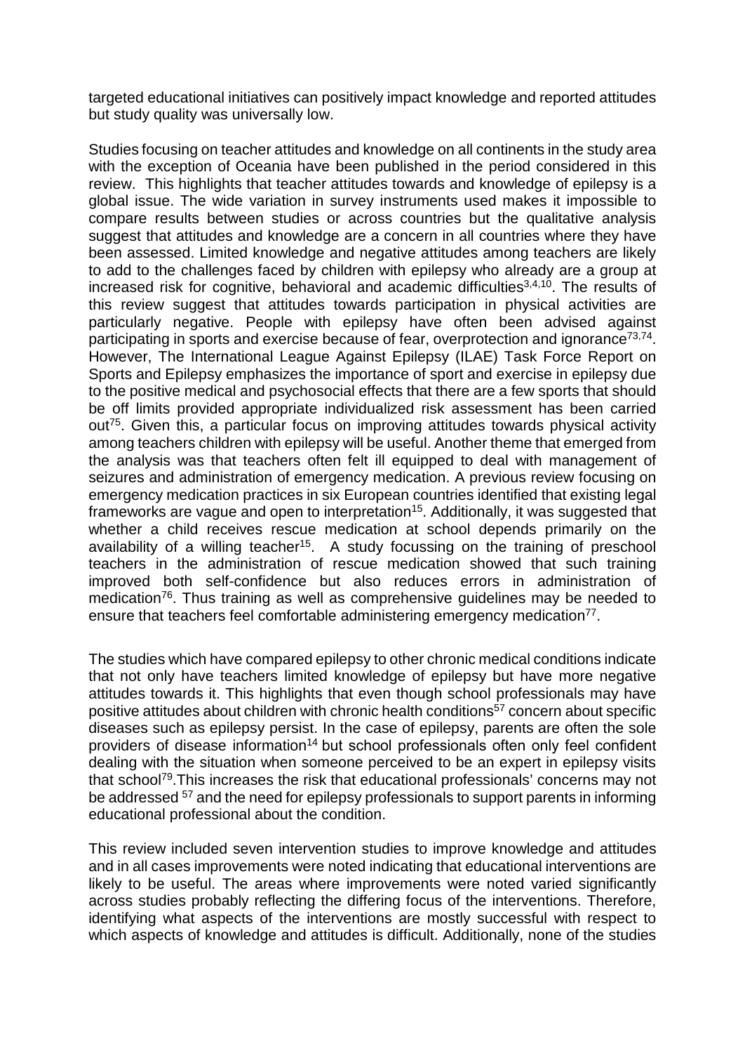targeted educational initiatives can positively impact knowledge and reported attitudes but study quality was universally low.

Studies focusing on teacher attitudes and knowledge on all continents in the study area with the exception of Oceania have been published in the period considered in this review. This highlights that teacher attitudes towards and knowledge of epilepsy is a global issue. The wide variation in survey instruments used makes it impossible to compare results between studies or across countries but the qualitative analysis suggest that attitudes and knowledge are a concern in all countries where they have been assessed. Limited knowledge and negative attitudes among teachers are likely to add to the challenges faced by children with epilepsy who already are a group at increased risk for cognitive, behavioral and academic difficulties[3,4,10]. The results of this review suggest that attitudes towards participation in physical activities are particularly negative. People with epilepsy have often been advised against participating in sports and exercise because of fear, overprotection and ignorance[73,74]. However, The International League Against Epilepsy (ILAE) Task Force Report on Sports and Epilepsy emphasizes the importance of sport and exercise in epilepsy due to the positive medical and psychosocial effects that there are a few sports that should be off limits provided appropriate individualized risk assessment has been carried out[75]. Given this, a particular focus on improving attitudes towards physical activity among teachers children with epilepsy will be useful. Another theme that emerged from the analysis was that teachers often felt ill equipped to deal with management of seizures and administration of emergency medication. A previous review focusing on emergency medication practices in six European countries identified that existing legal frameworks are vague and open to interpretation[15]. Additionally, it was suggested that whether a child receives rescue medication at school depends primarily on the availability of a willing teacher[15]. A study focussing on the training of preschool teachers in the administration of rescue medication showed that such training improved both self-confidence but also reduces errors in administration of medication[76]. Thus training as well as comprehensive guidelines may be needed to ensure that teachers feel comfortable administering emergency medication[77].

The studies which have compared epilepsy to other chronic medical conditions indicate that not only have teachers limited knowledge of epilepsy but have more negative attitudes towards it. This highlights that even though school professionals may have positive attitudes about children with chronic health conditions[57] concern about specific diseases such as epilepsy persist. In the case of epilepsy, parents are often the sole providers of disease information[14] but school professionals often only feel confident dealing with the situation when someone perceived to be an expert in epilepsy visits that school[79].This increases the risk that educational professionals' concerns may not be addressed [57] and the need for epilepsy professionals to support parents in informing educational professional about the condition.

This review included seven intervention studies to improve knowledge and attitudes and in all cases improvements were noted indicating that educational interventions are likely to be useful. The areas where improvements were noted varied significantly across studies probably reflecting the differing focus of the interventions. Therefore, identifying what aspects of the interventions are mostly successful with respect to which aspects of knowledge and attitudes is difficult. Additionally, none of the studies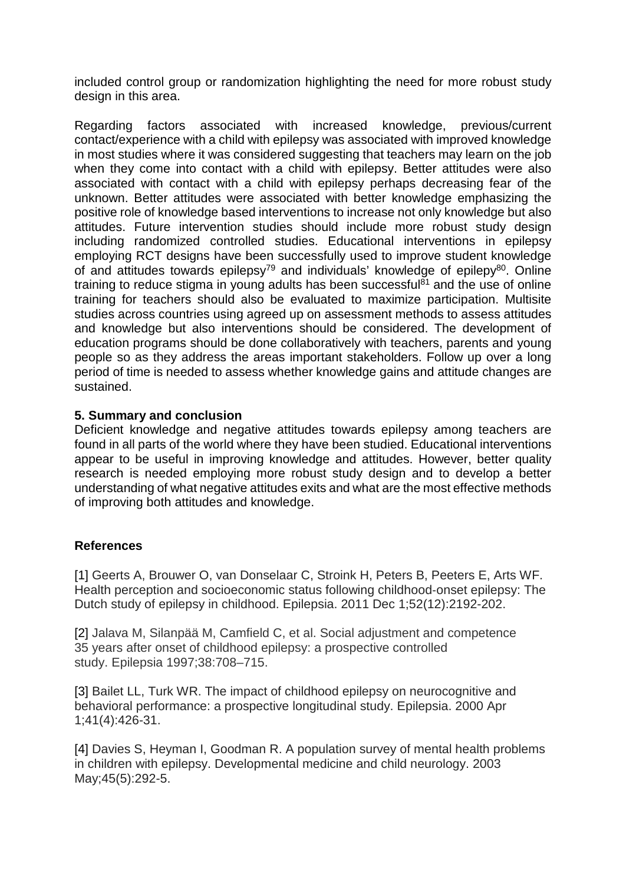included control group or randomization highlighting the need for more robust study design in this area.

Regarding factors associated with increased knowledge, previous/current contact/experience with a child with epilepsy was associated with improved knowledge in most studies where it was considered suggesting that teachers may learn on the job when they come into contact with a child with epilepsy. Better attitudes were also associated with contact with a child with epilepsy perhaps decreasing fear of the unknown. Better attitudes were associated with better knowledge emphasizing the positive role of knowledge based interventions to increase not only knowledge but also attitudes. Future intervention studies should include more robust study design including randomized controlled studies. Educational interventions in epilepsy employing RCT designs have been successfully used to improve student knowledge of and attitudes towards epilepsy[79] and individuals' knowledge of epilepy[80]. Online training to reduce stigma in young adults has been successful[81] and the use of online training for teachers should also be evaluated to maximize participation. Multisite studies across countries using agreed up on assessment methods to assess attitudes and knowledge but also interventions should be considered. The development of education programs should be done collaboratively with teachers, parents and young people so as they address the areas important stakeholders. Follow up over a long period of time is needed to assess whether knowledge gains and attitude changes are sustained.

**5. Summary and conclusion**

Deficient knowledge and negative attitudes towards epilepsy among teachers are found in all parts of the world where they have been studied. Educational interventions appear to be useful in improving knowledge and attitudes. However, better quality research is needed employing more robust study design and to develop a better understanding of what negative attitudes exits and what are the most effective methods of improving both attitudes and knowledge.

**References**

[1] Geerts A, Brouwer O, van Donselaar C, Stroink H, Peters B, Peeters E, Arts WF. Health perception and socioeconomic status following childhood-onset epilepsy: The Dutch study of epilepsy in childhood. Epilepsia. 2011 Dec 1;52(12):2192-202.

[2] Jalava M, Silanpää M, Camfield C, et al. Social adjustment and competence 35 years after onset of childhood epilepsy: a prospective controlled study. Epilepsia 1997;38:708–715.

[3] Bailet LL, Turk WR. The impact of childhood epilepsy on neurocognitive and behavioral performance: a prospective longitudinal study. Epilepsia. 2000 Apr 1;41(4):426-31.

[4] Davies S, Heyman I, Goodman R. A population survey of mental health problems in children with epilepsy. Developmental medicine and child neurology. 2003 May;45(5):292-5.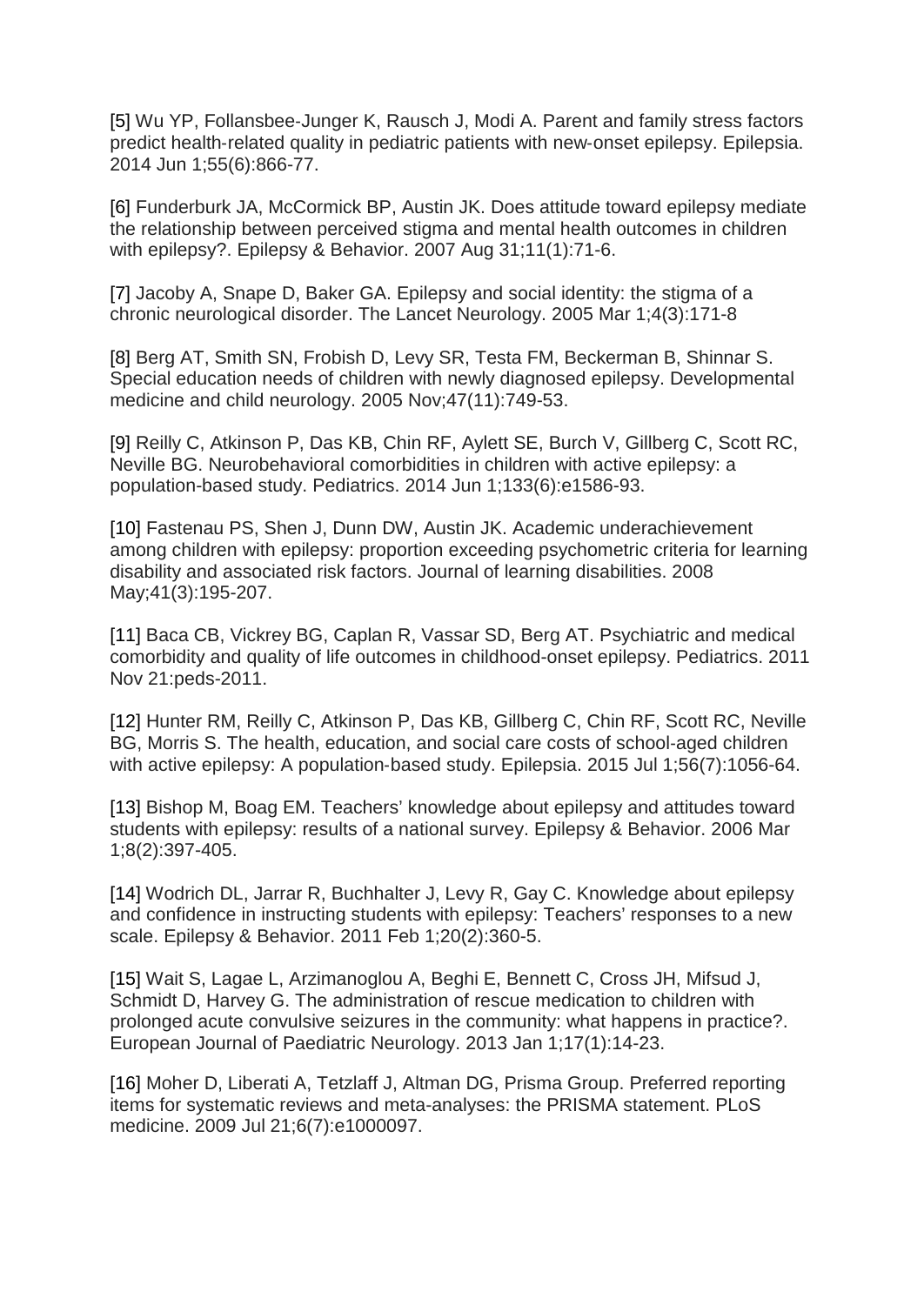[5] Wu YP, Follansbee-Junger K, Rausch J, Modi A. Parent and family stress factors predict health-related quality in pediatric patients with new-onset epilepsy. Epilepsia. 2014 Jun 1;55(6):866-77.

[6] Funderburk JA, McCormick BP, Austin JK. Does attitude toward epilepsy mediate the relationship between perceived stigma and mental health outcomes in children with epilepsy?. Epilepsy & Behavior. 2007 Aug 31;11(1):71-6.

[7] Jacoby A, Snape D, Baker GA. Epilepsy and social identity: the stigma of a chronic neurological disorder. The Lancet Neurology. 2005 Mar 1;4(3):171-8

[8] Berg AT, Smith SN, Frobish D, Levy SR, Testa FM, Beckerman B, Shinnar S. Special education needs of children with newly diagnosed epilepsy. Developmental medicine and child neurology. 2005 Nov;47(11):749-53.

[9] Reilly C, Atkinson P, Das KB, Chin RF, Aylett SE, Burch V, Gillberg C, Scott RC, Neville BG. Neurobehavioral comorbidities in children with active epilepsy: a population-based study. Pediatrics. 2014 Jun 1;133(6):e1586-93.

[10] Fastenau PS, Shen J, Dunn DW, Austin JK. Academic underachievement among children with epilepsy: proportion exceeding psychometric criteria for learning disability and associated risk factors. Journal of learning disabilities. 2008 May;41(3):195-207.

[11] Baca CB, Vickrey BG, Caplan R, Vassar SD, Berg AT. Psychiatric and medical comorbidity and quality of life outcomes in childhood-onset epilepsy. Pediatrics. 2011 Nov 21:peds-2011.

[12] Hunter RM, Reilly C, Atkinson P, Das KB, Gillberg C, Chin RF, Scott RC, Neville BG, Morris S. The health, education, and social care costs of school-aged children with active epilepsy: A population-based study. Epilepsia. 2015 Jul 1;56(7):1056-64.

[13] Bishop M, Boag EM. Teachers' knowledge about epilepsy and attitudes toward students with epilepsy: results of a national survey. Epilepsy & Behavior. 2006 Mar 1;8(2):397-405.

[14] Wodrich DL, Jarrar R, Buchhalter J, Levy R, Gay C. Knowledge about epilepsy and confidence in instructing students with epilepsy: Teachers' responses to a new scale. Epilepsy & Behavior. 2011 Feb 1;20(2):360-5.

[15] Wait S, Lagae L, Arzimanoglou A, Beghi E, Bennett C, Cross JH, Mifsud J, Schmidt D, Harvey G. The administration of rescue medication to children with prolonged acute convulsive seizures in the community: what happens in practice?. European Journal of Paediatric Neurology. 2013 Jan 1;17(1):14-23.

[16] Moher D, Liberati A, Tetzlaff J, Altman DG, Prisma Group. Preferred reporting items for systematic reviews and meta-analyses: the PRISMA statement. PLoS medicine. 2009 Jul 21;6(7):e1000097.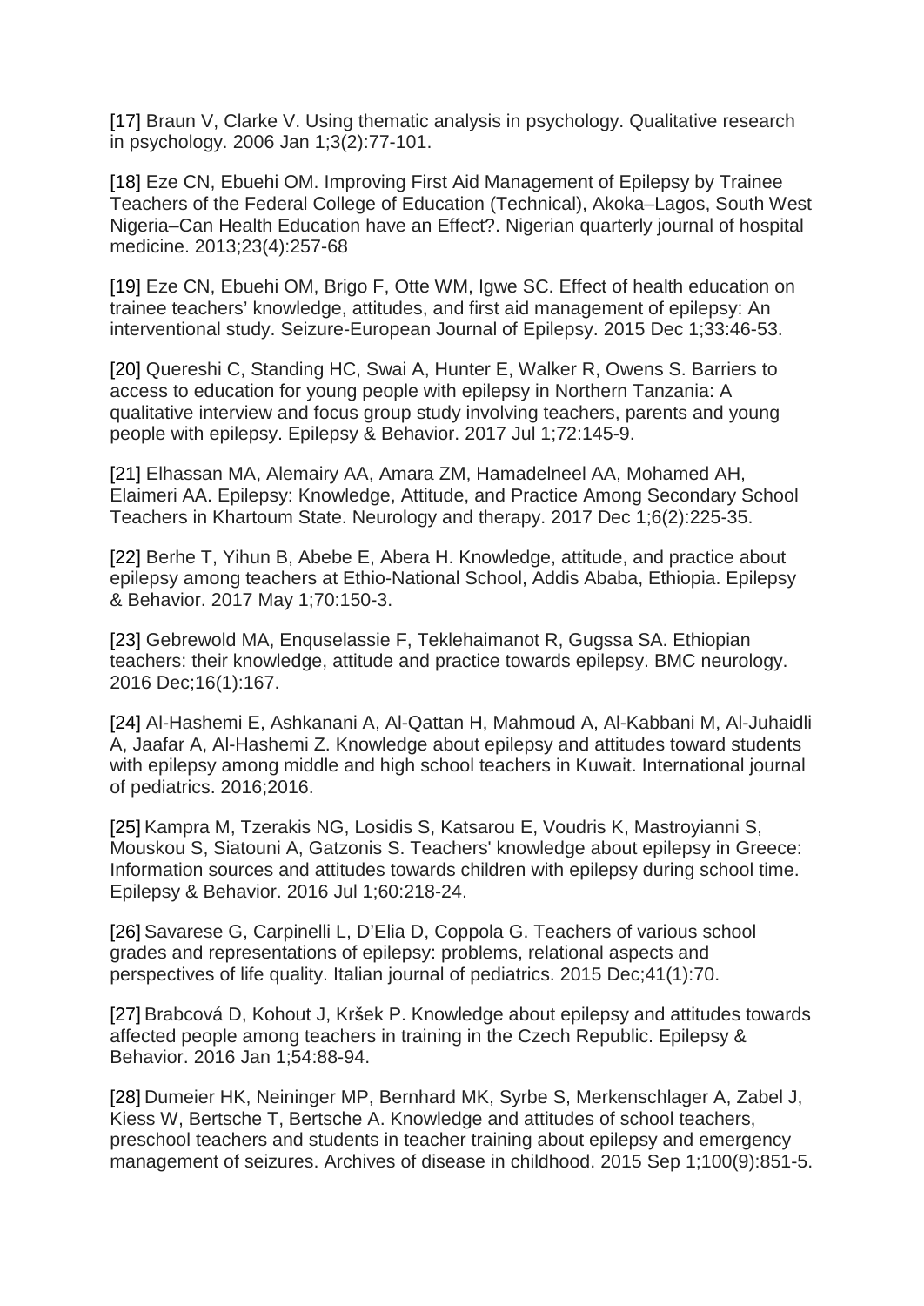[17] Braun V, Clarke V. Using thematic analysis in psychology. Qualitative research in psychology. 2006 Jan 1;3(2):77-101.

[18] Eze CN, Ebuehi OM. Improving First Aid Management of Epilepsy by Trainee Teachers of the Federal College of Education (Technical), Akoka–Lagos, South West Nigeria–Can Health Education have an Effect?. Nigerian quarterly journal of hospital medicine. 2013;23(4):257-68

[19] Eze CN, Ebuehi OM, Brigo F, Otte WM, Igwe SC. Effect of health education on trainee teachers' knowledge, attitudes, and first aid management of epilepsy: An interventional study. Seizure-European Journal of Epilepsy. 2015 Dec 1;33:46-53.

[20] Quereshi C, Standing HC, Swai A, Hunter E, Walker R, Owens S. Barriers to access to education for young people with epilepsy in Northern Tanzania: A qualitative interview and focus group study involving teachers, parents and young people with epilepsy. Epilepsy & Behavior. 2017 Jul 1;72:145-9.

[21] Elhassan MA, Alemairy AA, Amara ZM, Hamadelneel AA, Mohamed AH, Elaimeri AA. Epilepsy: Knowledge, Attitude, and Practice Among Secondary School Teachers in Khartoum State. Neurology and therapy. 2017 Dec 1;6(2):225-35.

[22] Berhe T, Yihun B, Abebe E, Abera H. Knowledge, attitude, and practice about epilepsy among teachers at Ethio-National School, Addis Ababa, Ethiopia. Epilepsy & Behavior. 2017 May 1;70:150-3.

[23] Gebrewold MA, Enquselassie F, Teklehaimanot R, Gugssa SA. Ethiopian teachers: their knowledge, attitude and practice towards epilepsy. BMC neurology. 2016 Dec;16(1):167.

[24] Al-Hashemi E, Ashkanani A, Al-Qattan H, Mahmoud A, Al-Kabbani M, Al-Juhaidli A, Jaafar A, Al-Hashemi Z. Knowledge about epilepsy and attitudes toward students with epilepsy among middle and high school teachers in Kuwait. International journal of pediatrics. 2016;2016.

[25] Kampra M, Tzerakis NG, Losidis S, Katsarou E, Voudris K, Mastroyianni S, Mouskou S, Siatouni A, Gatzonis S. Teachers' knowledge about epilepsy in Greece: Information sources and attitudes towards children with epilepsy during school time. Epilepsy & Behavior. 2016 Jul 1;60:218-24.

[26] Savarese G, Carpinelli L, D'Elia D, Coppola G. Teachers of various school grades and representations of epilepsy: problems, relational aspects and perspectives of life quality. Italian journal of pediatrics. 2015 Dec;41(1):70.

[27] Brabcová D, Kohout J, Kršek P. Knowledge about epilepsy and attitudes towards affected people among teachers in training in the Czech Republic. Epilepsy & Behavior. 2016 Jan 1;54:88-94.

[28] Dumeier HK, Neininger MP, Bernhard MK, Syrbe S, Merkenschlager A, Zabel J, Kiess W, Bertsche T, Bertsche A. Knowledge and attitudes of school teachers, preschool teachers and students in teacher training about epilepsy and emergency management of seizures. Archives of disease in childhood. 2015 Sep 1;100(9):851-5.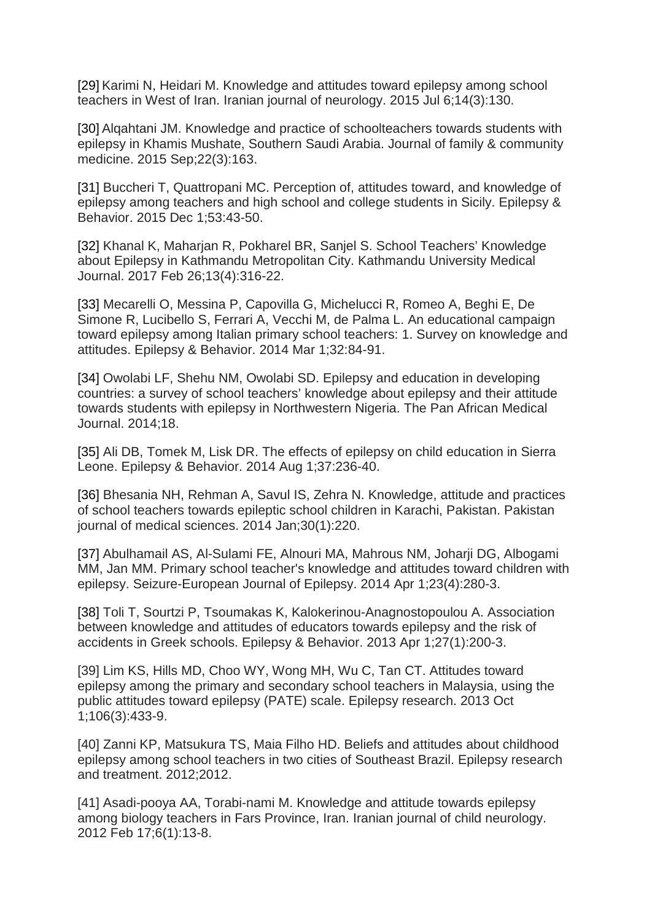[29] Karimi N, Heidari M. Knowledge and attitudes toward epilepsy among school teachers in West of Iran. Iranian journal of neurology. 2015 Jul 6;14(3):130.

[30] Alqahtani JM. Knowledge and practice of schoolteachers towards students with epilepsy in Khamis Mushate, Southern Saudi Arabia. Journal of family & community medicine. 2015 Sep;22(3):163.

[31] Buccheri T, Quattropani MC. Perception of, attitudes toward, and knowledge of epilepsy among teachers and high school and college students in Sicily. Epilepsy & Behavior. 2015 Dec 1;53:43-50.

[32] Khanal K, Maharjan R, Pokharel BR, Sanjel S. School Teachers' Knowledge about Epilepsy in Kathmandu Metropolitan City. Kathmandu University Medical Journal. 2017 Feb 26;13(4):316-22.

[33] Mecarelli O, Messina P, Capovilla G, Michelucci R, Romeo A, Beghi E, De Simone R, Lucibello S, Ferrari A, Vecchi M, de Palma L. An educational campaign toward epilepsy among Italian primary school teachers: 1. Survey on knowledge and attitudes. Epilepsy & Behavior. 2014 Mar 1;32:84-91.

[34] Owolabi LF, Shehu NM, Owolabi SD. Epilepsy and education in developing countries: a survey of school teachers' knowledge about epilepsy and their attitude towards students with epilepsy in Northwestern Nigeria. The Pan African Medical Journal. 2014;18.

[35] Ali DB, Tomek M, Lisk DR. The effects of epilepsy on child education in Sierra Leone. Epilepsy & Behavior. 2014 Aug 1;37:236-40.

[36] Bhesania NH, Rehman A, Savul IS, Zehra N. Knowledge, attitude and practices of school teachers towards epileptic school children in Karachi, Pakistan. Pakistan journal of medical sciences. 2014 Jan;30(1):220.

[37] Abulhamail AS, Al-Sulami FE, Alnouri MA, Mahrous NM, Joharji DG, Albogami MM, Jan MM. Primary school teacher's knowledge and attitudes toward children with epilepsy. Seizure-European Journal of Epilepsy. 2014 Apr 1;23(4):280-3.

[38] Toli T, Sourtzi P, Tsoumakas K, Kalokerinou-Anagnostopoulou A. Association between knowledge and attitudes of educators towards epilepsy and the risk of accidents in Greek schools. Epilepsy & Behavior. 2013 Apr 1;27(1):200-3.

[39] Lim KS, Hills MD, Choo WY, Wong MH, Wu C, Tan CT. Attitudes toward epilepsy among the primary and secondary school teachers in Malaysia, using the public attitudes toward epilepsy (PATE) scale. Epilepsy research. 2013 Oct 1;106(3):433-9.

[40] Zanni KP, Matsukura TS, Maia Filho HD. Beliefs and attitudes about childhood epilepsy among school teachers in two cities of Southeast Brazil. Epilepsy research and treatment. 2012;2012.

[41] Asadi-pooya AA, Torabi-nami M. Knowledge and attitude towards epilepsy among biology teachers in Fars Province, Iran. Iranian journal of child neurology. 2012 Feb 17;6(1):13-8.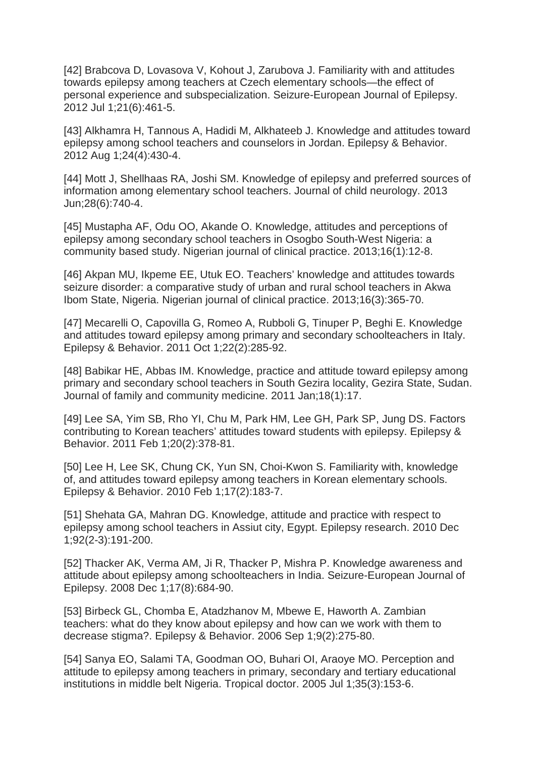[42] Brabcova D, Lovasova V, Kohout J, Zarubova J. Familiarity with and attitudes towards epilepsy among teachers at Czech elementary schools—the effect of personal experience and subspecialization. Seizure-European Journal of Epilepsy. 2012 Jul 1;21(6):461-5.

[43] Alkhamra H, Tannous A, Hadidi M, Alkhateeb J. Knowledge and attitudes toward epilepsy among school teachers and counselors in Jordan. Epilepsy & Behavior. 2012 Aug 1;24(4):430-4.

[44] Mott J, Shellhaas RA, Joshi SM. Knowledge of epilepsy and preferred sources of information among elementary school teachers. Journal of child neurology. 2013 Jun;28(6):740-4.

[45] Mustapha AF, Odu OO, Akande O. Knowledge, attitudes and perceptions of epilepsy among secondary school teachers in Osogbo South-West Nigeria: a community based study. Nigerian journal of clinical practice. 2013;16(1):12-8.

[46] Akpan MU, Ikpeme EE, Utuk EO. Teachers' knowledge and attitudes towards seizure disorder: a comparative study of urban and rural school teachers in Akwa Ibom State, Nigeria. Nigerian journal of clinical practice. 2013;16(3):365-70.

[47] Mecarelli O, Capovilla G, Romeo A, Rubboli G, Tinuper P, Beghi E. Knowledge and attitudes toward epilepsy among primary and secondary schoolteachers in Italy. Epilepsy & Behavior. 2011 Oct 1;22(2):285-92.

[48] Babikar HE, Abbas IM. Knowledge, practice and attitude toward epilepsy among primary and secondary school teachers in South Gezira locality, Gezira State, Sudan. Journal of family and community medicine. 2011 Jan;18(1):17.

[49] Lee SA, Yim SB, Rho YI, Chu M, Park HM, Lee GH, Park SP, Jung DS. Factors contributing to Korean teachers' attitudes toward students with epilepsy. Epilepsy & Behavior. 2011 Feb 1;20(2):378-81.

[50] Lee H, Lee SK, Chung CK, Yun SN, Choi-Kwon S. Familiarity with, knowledge of, and attitudes toward epilepsy among teachers in Korean elementary schools. Epilepsy & Behavior. 2010 Feb 1;17(2):183-7.

[51] Shehata GA, Mahran DG. Knowledge, attitude and practice with respect to epilepsy among school teachers in Assiut city, Egypt. Epilepsy research. 2010 Dec 1;92(2-3):191-200.

[52] Thacker AK, Verma AM, Ji R, Thacker P, Mishra P. Knowledge awareness and attitude about epilepsy among schoolteachers in India. Seizure-European Journal of Epilepsy. 2008 Dec 1;17(8):684-90.

[53] Birbeck GL, Chomba E, Atadzhanov M, Mbewe E, Haworth A. Zambian teachers: what do they know about epilepsy and how can we work with them to decrease stigma?. Epilepsy & Behavior. 2006 Sep 1;9(2):275-80.

[54] Sanya EO, Salami TA, Goodman OO, Buhari OI, Araoye MO. Perception and attitude to epilepsy among teachers in primary, secondary and tertiary educational institutions in middle belt Nigeria. Tropical doctor. 2005 Jul 1;35(3):153-6.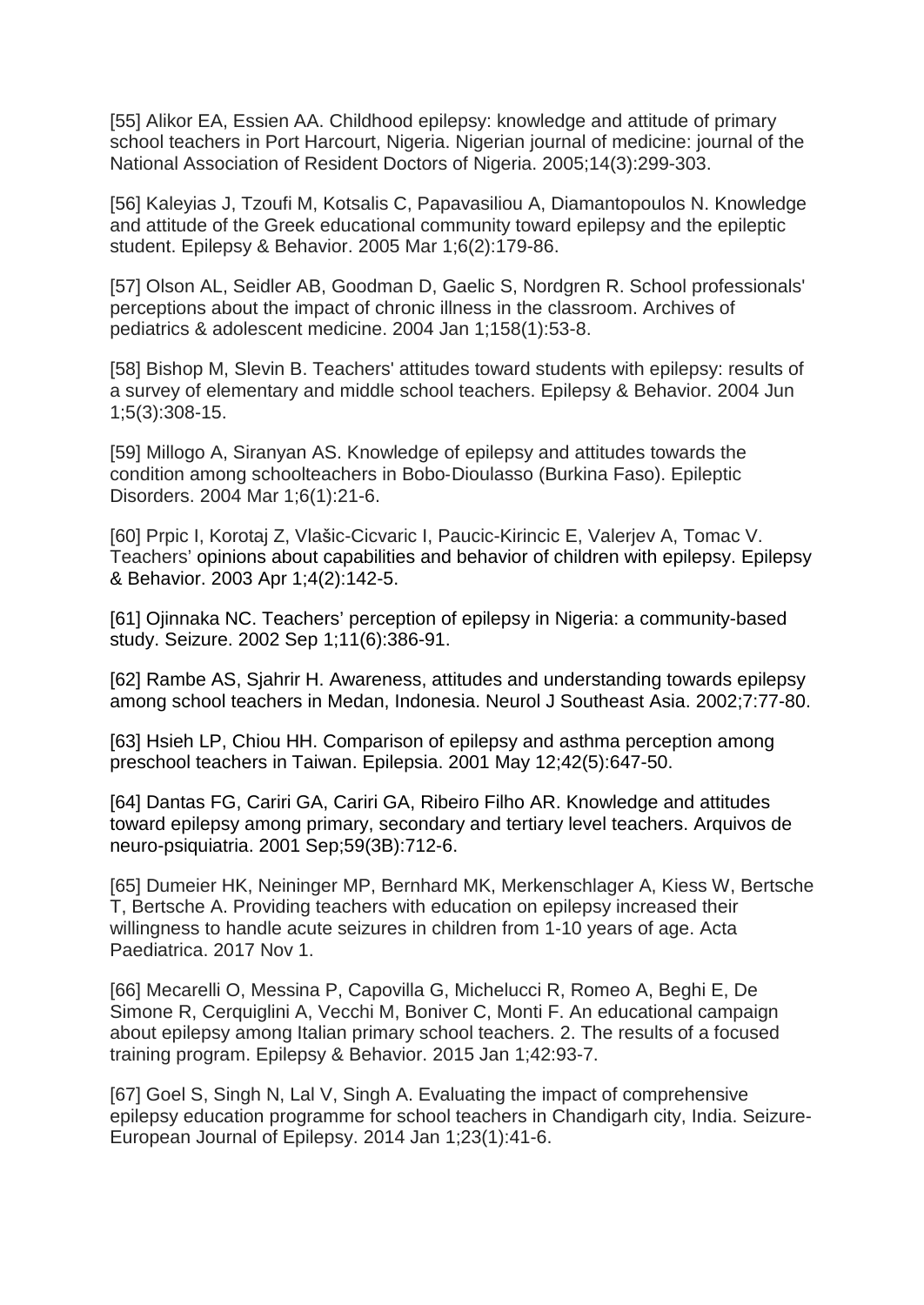[55] Alikor EA, Essien AA. Childhood epilepsy: knowledge and attitude of primary school teachers in Port Harcourt, Nigeria. Nigerian journal of medicine: journal of the National Association of Resident Doctors of Nigeria. 2005;14(3):299-303.

[56] Kaleyias J, Tzoufi M, Kotsalis C, Papavasiliou A, Diamantopoulos N. Knowledge and attitude of the Greek educational community toward epilepsy and the epileptic student. Epilepsy & Behavior. 2005 Mar 1;6(2):179-86.

[57] Olson AL, Seidler AB, Goodman D, Gaelic S, Nordgren R. School professionals' perceptions about the impact of chronic illness in the classroom. Archives of pediatrics & adolescent medicine. 2004 Jan 1;158(1):53-8.

[58] Bishop M, Slevin B. Teachers' attitudes toward students with epilepsy: results of a survey of elementary and middle school teachers. Epilepsy & Behavior. 2004 Jun 1;5(3):308-15.

[59] Millogo A, Siranyan AS. Knowledge of epilepsy and attitudes towards the condition among schoolteachers in Bobo-Dioulasso (Burkina Faso). Epileptic Disorders. 2004 Mar 1;6(1):21-6.

[60] Prpic I, Korotaj Z, Vlašic-Cicvaric I, Paucic-Kirincic E, Valerjev A, Tomac V. Teachers' opinions about capabilities and behavior of children with epilepsy. Epilepsy & Behavior. 2003 Apr 1;4(2):142-5.

[61] Ojinnaka NC. Teachers' perception of epilepsy in Nigeria: a community-based study. Seizure. 2002 Sep 1;11(6):386-91.

[62] Rambe AS, Sjahrir H. Awareness, attitudes and understanding towards epilepsy among school teachers in Medan, Indonesia. Neurol J Southeast Asia. 2002;7:77-80.

[63] Hsieh LP, Chiou HH. Comparison of epilepsy and asthma perception among preschool teachers in Taiwan. Epilepsia. 2001 May 12;42(5):647-50.

[64] Dantas FG, Cariri GA, Cariri GA, Ribeiro Filho AR. Knowledge and attitudes toward epilepsy among primary, secondary and tertiary level teachers. Arquivos de neuro-psiquiatria. 2001 Sep;59(3B):712-6.

[65] Dumeier HK, Neininger MP, Bernhard MK, Merkenschlager A, Kiess W, Bertsche T, Bertsche A. Providing teachers with education on epilepsy increased their willingness to handle acute seizures in children from 1-10 years of age. Acta Paediatrica. 2017 Nov 1.

[66] Mecarelli O, Messina P, Capovilla G, Michelucci R, Romeo A, Beghi E, De Simone R, Cerquiglini A, Vecchi M, Boniver C, Monti F. An educational campaign about epilepsy among Italian primary school teachers. 2. The results of a focused training program. Epilepsy & Behavior. 2015 Jan 1;42:93-7.

[67] Goel S, Singh N, Lal V, Singh A. Evaluating the impact of comprehensive epilepsy education programme for school teachers in Chandigarh city, India. Seizure-European Journal of Epilepsy. 2014 Jan 1;23(1):41-6.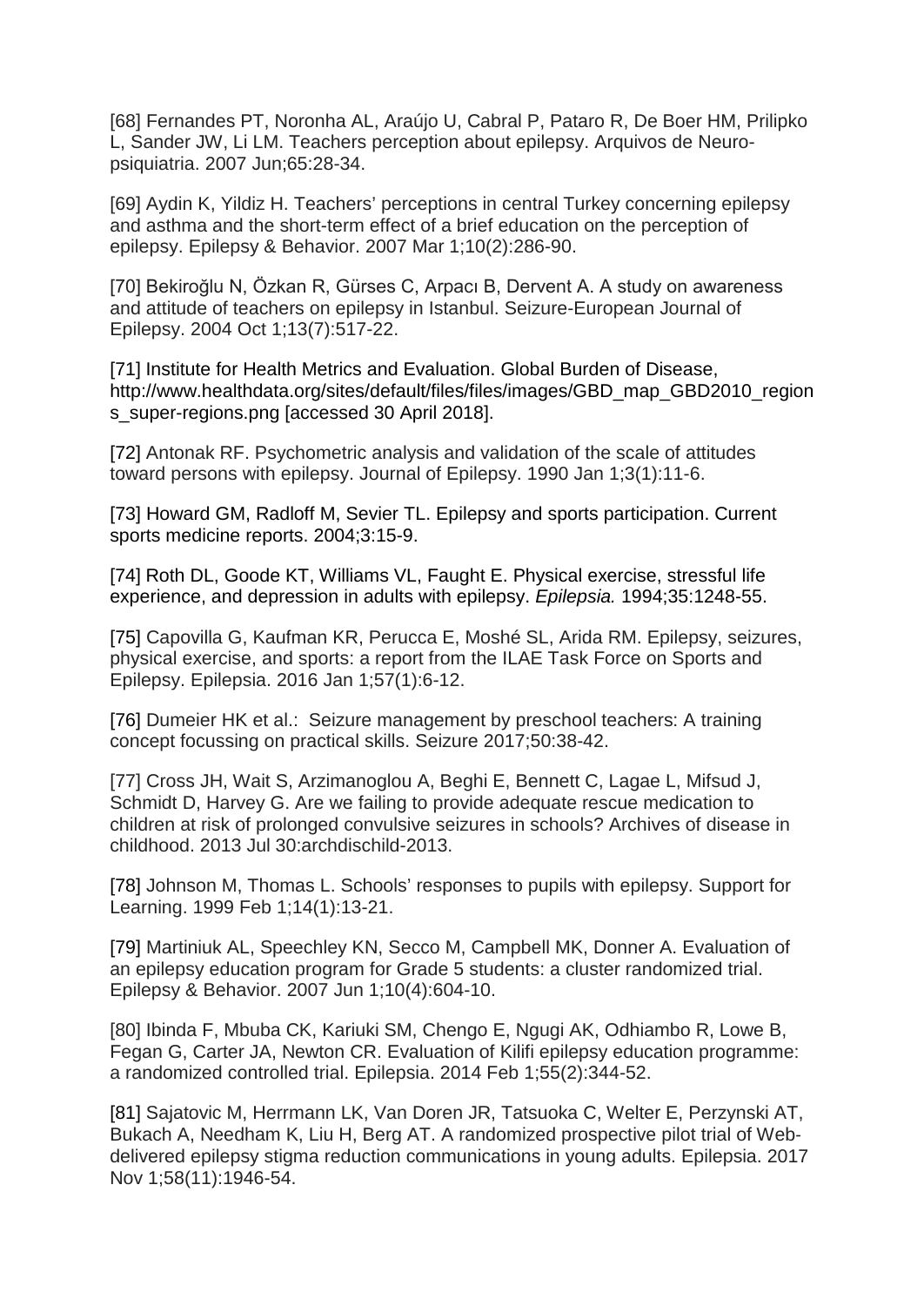[68] Fernandes PT, Noronha AL, Araújo U, Cabral P, Pataro R, De Boer HM, Prilipko L, Sander JW, Li LM. Teachers perception about epilepsy. Arquivos de Neuro-psiquiatria. 2007 Jun;65:28-34.

[69] Aydin K, Yildiz H. Teachers' perceptions in central Turkey concerning epilepsy and asthma and the short-term effect of a brief education on the perception of epilepsy. Epilepsy & Behavior. 2007 Mar 1;10(2):286-90.

[70] Bekiroğlu N, Özkan R, Gürses C, Arpacı B, Dervent A. A study on awareness and attitude of teachers on epilepsy in Istanbul. Seizure-European Journal of Epilepsy. 2004 Oct 1;13(7):517-22.

[71] Institute for Health Metrics and Evaluation. Global Burden of Disease, http://www.healthdata.org/sites/default/files/files/images/GBD_map_GBD2010_regions_super-regions.png [accessed 30 April 2018].

[72] Antonak RF. Psychometric analysis and validation of the scale of attitudes toward persons with epilepsy. Journal of Epilepsy. 1990 Jan 1;3(1):11-6.

[73] Howard GM, Radloff M, Sevier TL. Epilepsy and sports participation. Current sports medicine reports. 2004;3:15-9.

[74] Roth DL, Goode KT, Williams VL, Faught E. Physical exercise, stressful life experience, and depression in adults with epilepsy. *Epilepsia.* 1994;35:1248-55.

[75] Capovilla G, Kaufman KR, Perucca E, Moshé SL, Arida RM. Epilepsy, seizures, physical exercise, and sports: a report from the ILAE Task Force on Sports and Epilepsy. Epilepsia. 2016 Jan 1;57(1):6-12.

[76] Dumeier HK et al.: Seizure management by preschool teachers: A training concept focussing on practical skills. Seizure 2017;50:38-42.

[77] Cross JH, Wait S, Arzimanoglou A, Beghi E, Bennett C, Lagae L, Mifsud J, Schmidt D, Harvey G. Are we failing to provide adequate rescue medication to children at risk of prolonged convulsive seizures in schools? Archives of disease in childhood. 2013 Jul 30:archdischild-2013.

[78] Johnson M, Thomas L. Schools' responses to pupils with epilepsy. Support for Learning. 1999 Feb 1;14(1):13-21.

[79] Martiniuk AL, Speechley KN, Secco M, Campbell MK, Donner A. Evaluation of an epilepsy education program for Grade 5 students: a cluster randomized trial. Epilepsy & Behavior. 2007 Jun 1;10(4):604-10.

[80] Ibinda F, Mbuba CK, Kariuki SM, Chengo E, Ngugi AK, Odhiambo R, Lowe B, Fegan G, Carter JA, Newton CR. Evaluation of Kilifi epilepsy education programme: a randomized controlled trial. Epilepsia. 2014 Feb 1;55(2):344-52.

[81] Sajatovic M, Herrmann LK, Van Doren JR, Tatsuoka C, Welter E, Perzynski AT, Bukach A, Needham K, Liu H, Berg AT. A randomized prospective pilot trial of Web-delivered epilepsy stigma reduction communications in young adults. Epilepsia. 2017 Nov 1;58(11):1946-54.